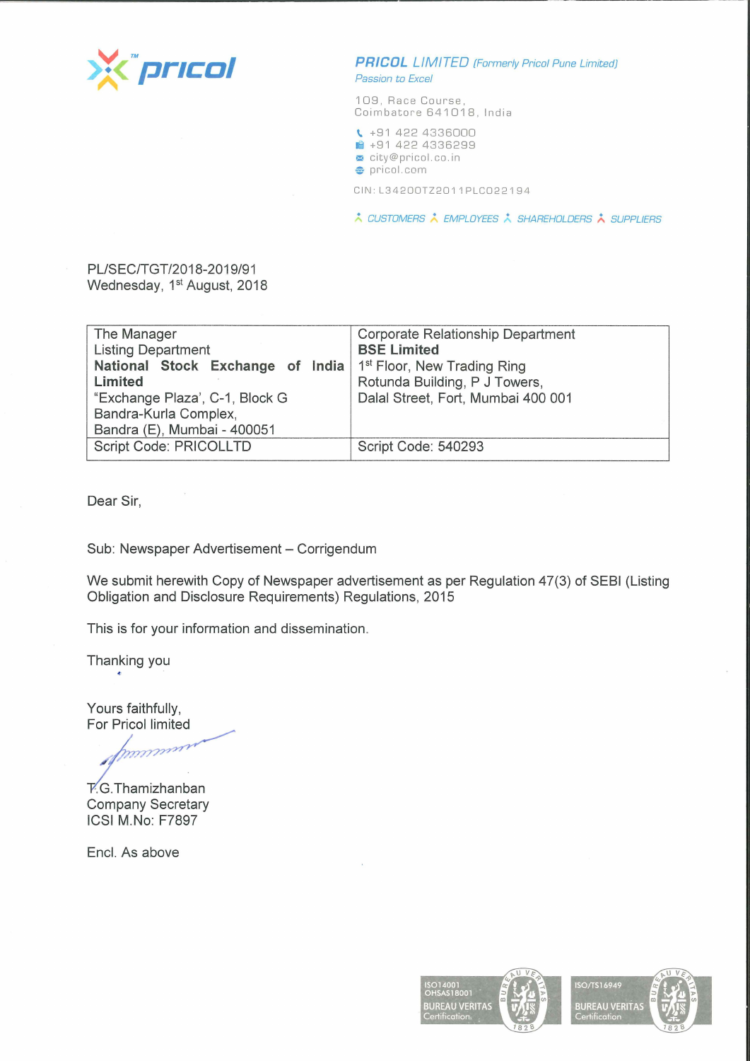pricol

**PRICOL LIMITED** (Formerly Pricol Pune Limited)
*Passion to Excel*

109, Race Course,
Coimbatore 641018, India

+91 422 4336000
+91 422 4336299
city@pricol.co.in
pricol.com

CIN: L34200TZ2011PLC022194

CUSTOMERS EMPLOYEES SHAREHOLDERS SUPPLIERS

PL/SEC/TGT/2018-2019/91
Wednesday, 1st August, 2018

| The Manager<br>Listing Department<br>**National Stock Exchange of India Limited**<br>"Exchange Plaza', C-1, Block G<br>Bandra-Kurla Complex,<br>Bandra (E), Mumbai - 400051 | Corporate Relationship Department<br>**BSE Limited**<br>1st Floor, New Trading Ring<br>Rotunda Building, P J Towers,<br>Dalal Street, Fort, Mumbai 400 001 |
|---|---|
| Script Code: PRICOLLTD | Script Code: 540293 |

Dear Sir,

Sub: Newspaper Advertisement – Corrigendum

We submit herewith Copy of Newspaper advertisement as per Regulation 47(3) of SEBI (Listing Obligation and Disclosure Requirements) Regulations, 2015

This is for your information and dissemination.

Thanking you

Yours faithfully,
For Pricol limited

T.G.Thamizhanban
Company Secretary
ICSI M.No: F7897

Encl. As above

ISO14001
OHSAS18001
BUREAU VERITAS Certification

ISO/TS16949
BUREAU VERITAS Certification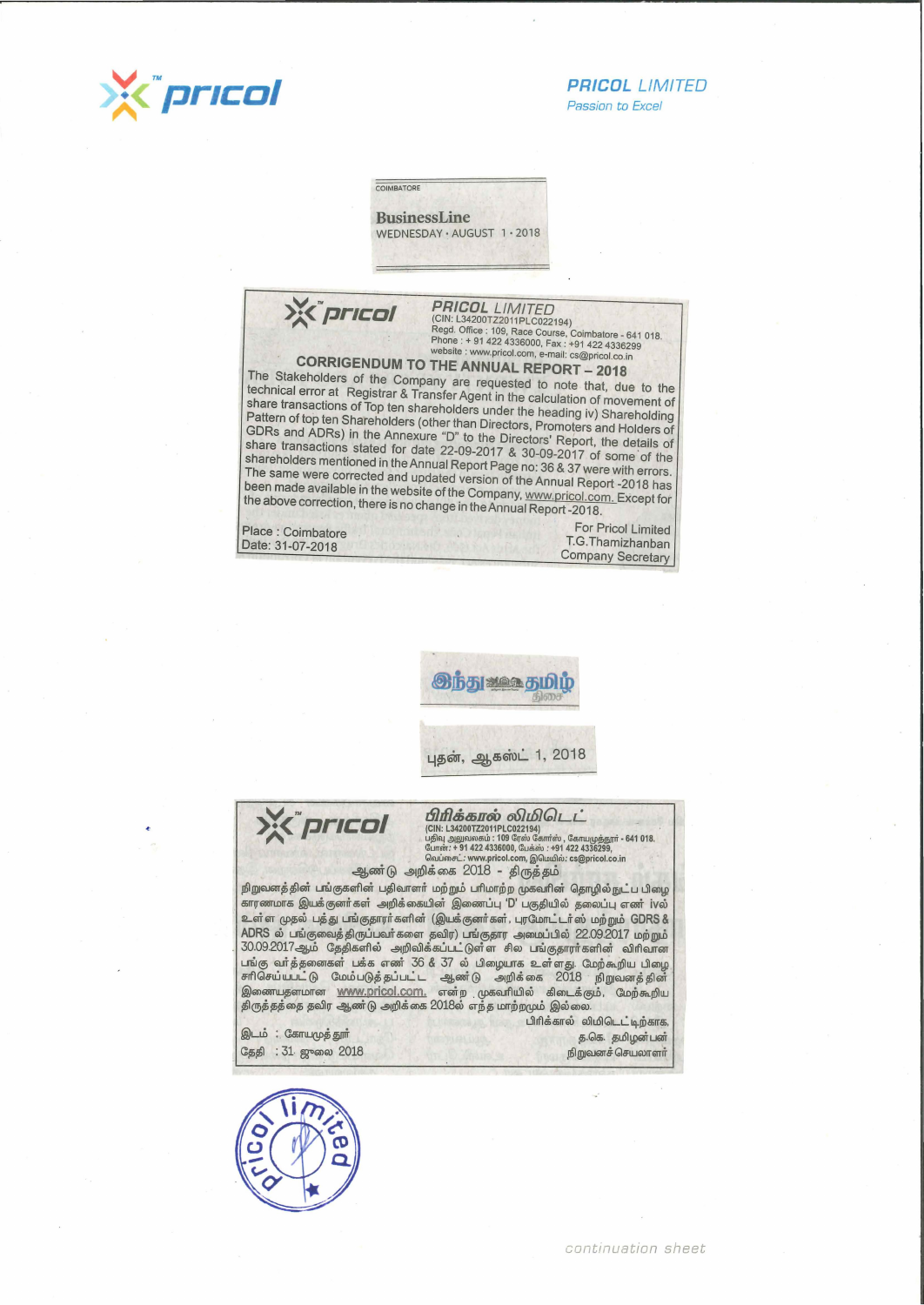**PRICOL** LIMITED
*Passion to Excel*

COIMBATORE

**BusinessLine**
WEDNESDAY • AUGUST 1 • 2018

**PRICOL** LIMITED
(CIN: L34200TZ2011PLC022194)
Regd. Office : 109, Race Course, Coimbatore - 641 018.
Phone : + 91 422 4336000, Fax : +91 422 4336299
website : www.pricol.com, e-mail: cs@pricol.co.in

## CORRIGENDUM TO THE ANNUAL REPORT – 2018

The Stakeholders of the Company are requested to note that, due to the technical error at Registrar & Transfer Agent in the calculation of movement of share transactions of Top ten shareholders under the heading iv) Shareholding Pattern of top ten Shareholders (other than Directors, Promoters and Holders of GDRs and ADRs) in the Annexure "D" to the Directors' Report, the details of share transactions stated for date 22-09-2017 & 30-09-2017 of some of the shareholders mentioned in the Annual Report Page no: 36 & 37 were with errors. The same were corrected and updated version of the Annual Report -2018 has been made available in the website of the Company, www.pricol.com. Except for the above correction, there is no change in the Annual Report -2018.

Place : Coimbatore
Date: 31-07-2018

For Pricol Limited
T.G.Thamizhanban
Company Secretary

இந்து தமிழ் திசை

புதன், ஆகஸ்ட் 1, 2018

**பிரிக்கால் லிமிடெட்**
(CIN: L34200TZ2011PLC022194)
பதிவு அலுவலகம் : 109 ரேஸ் கோர்ஸ், கோயமுத்தூர் - 641 018.
போன்: + 91 422 4336000, பேக்ஸ் : +91 422 4336299,
வெப்சைட் : www.pricol.com, இமெயில்: cs@pricol.co.in

## ஆண்டு அறிக்கை 2018 - திருத்தம்

நிறுவனத்தின் பங்குகளின் பதிவாளர் மற்றும் பரிமாற்ற முகவரின் தொழில்நுட்ப பிழை காரணமாக இயக்குனர்கள் அறிக்கையின் இணைப்பு 'D' பகுதியில் தலைப்பு எண் ivல் உள்ள முதல் பத்து பங்குதாரர்களின் (இயக்குனர்கள், புரமோட்டர்ஸ் மற்றும் GDRS & ADRS ல் பங்குவைத்திருப்பவர்களை தவிர) பங்குதார அமைப்பில் 22.09.2017 மற்றும் 30.09.2017ஆம் தேதிகளில் அறிவிக்கப்பட்டுள்ள சில பங்குதாரர்களின் விரிவான பங்கு வர்த்தனைகள் பக்க எண் 36 & 37 ல் பிழையாக உள்ளது. மேற்கூறிய பிழை சரிசெய்யப்பட்டு மேம்படுத்தப்பட்ட ஆண்டு அறிக்கை 2018 நிறுவனத்தின் இணையதளமான www.pricol.com. என்ற முகவரியில் கிடைக்கும். மேற்கூறிய திருத்தத்தை தவிர ஆண்டு அறிக்கை 2018ல் எந்த மாற்றமும் இல்லை.

இடம் : கோயமுத்தூர்
தேதி : 31 ஜூலை 2018

பிரிக்கால் லிமிடெட்டிற்காக,
த.கெ. தமிழன்பன்
நிறுவனச்செயலாளர்

continuation sheet